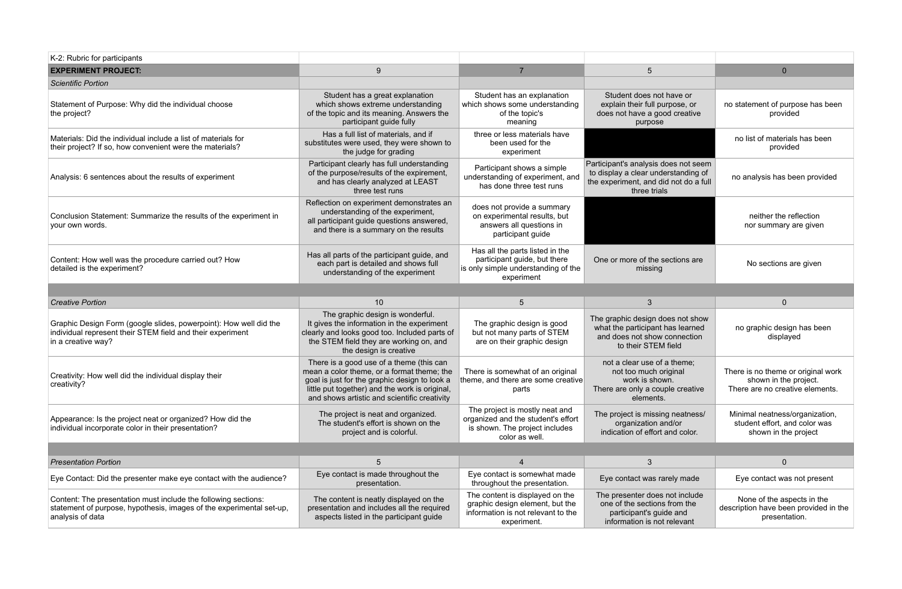| K-2: Rubric for participants | | | | |
|---|---|---|---|---|
| **EXPERIMENT PROJECT:** | 9 | 7 | 5 | 0 |
| *Scientific Portion* | | | | |
| Statement of Purpose: Why did the individual choose the project? | Student has a great explanation which shows extreme understanding of the topic and its meaning. Answers the participant guide fully | Student has an explanation which shows some understanding of the topic's meaning | Student does not have or explain their full purpose, or does not have a good creative purpose | no statement of purpose has been provided |
| Materials: Did the individual include a list of materials for their project? If so, how convenient were the materials? | Has a full list of materials, and if substitutes were used, they were shown to the judge for grading | three or less materials have been used for the experiment | | no list of materials has been provided |
| Analysis: 6 sentences about the results of experiment | Participant clearly has full understanding of the purpose/results of the expirement, and has clearly analyzed at LEAST three test runs | Participant shows a simple understanding of experiment, and has done three test runs | Participant's analysis does not seem to display a clear understanding of the experiment, and did not do a full three trials | no analysis has been provided |
| Conclusion Statement: Summarize the results of the experiment in your own words. | Reflection on experiment demonstrates an understanding of the experiment, all participant guide questions answered, and there is a summary on the results | does not provide a summary on experimental results, but answers all questions in participant guide | | neither the reflection nor summary are given |
| Content: How well was the procedure carried out? How detailed is the experiment? | Has all parts of the participant guide, and each part is detailed and shows full understanding of the experiment | Has all the parts listed in the participant guide, but there is only simple understanding of the experiment | One or more of the sections are missing | No sections are given |
| | | | | |
| *Creative Portion* | 10 | 5 | 3 | 0 |
| Graphic Design Form (google slides, powerpoint): How well did the individual represent their STEM field and their experiment in a creative way? | The graphic design is wonderful. It gives the information in the experiment clearly and looks good too. Included parts of the STEM field they are working on, and the design is creative | The graphic design is good but not many parts of STEM are on their graphic design | The graphic design does not show what the participant has learned and does not show connection to their STEM field | no graphic design has been displayed |
| Creativity: How well did the individual display their creativity? | There is a good use of a theme (this can mean a color theme, or a format theme; the goal is just for the graphic design to look a little put together) and the work is original, and shows artistic and scientific creativity | There is somewhat of an original theme, and there are some creative parts | not a clear use of a theme; not too much original work is shown. There are only a couple creative elements. | There is no theme or original work shown in the project. There are no creative elements. |
| Appearance: Is the project neat or organized? How did the individual incorporate color in their presentation? | The project is neat and organized. The student's effort is shown on the project and is colorful. | The project is mostly neat and organized and the student's effort is shown. The project includes color as well. | The project is missing neatness/ organization and/or indication of effort and color. | Minimal neatness/organization, student effort, and color was shown in the project |
| | | | | |
| *Presentation Portion* | 5 | 4 | 3 | 0 |
| Eye Contact: Did the presenter make eye contact with the audience? | Eye contact is made throughout the presentation. | Eye contact is somewhat made throughout the presentation. | Eye contact was rarely made | Eye contact was not present |
| Content: The presentation must include the following sections: statement of purpose, hypothesis, images of the experimental set-up, analysis of data | The content is neatly displayed on the presentation and includes all the required aspects listed in the participant guide | The content is displayed on the graphic design element, but the information is not relevant to the experiment. | The presenter does not include one of the sections from the participant's guide and information is not relevant | None of the aspects in the description have been provided in the presentation. |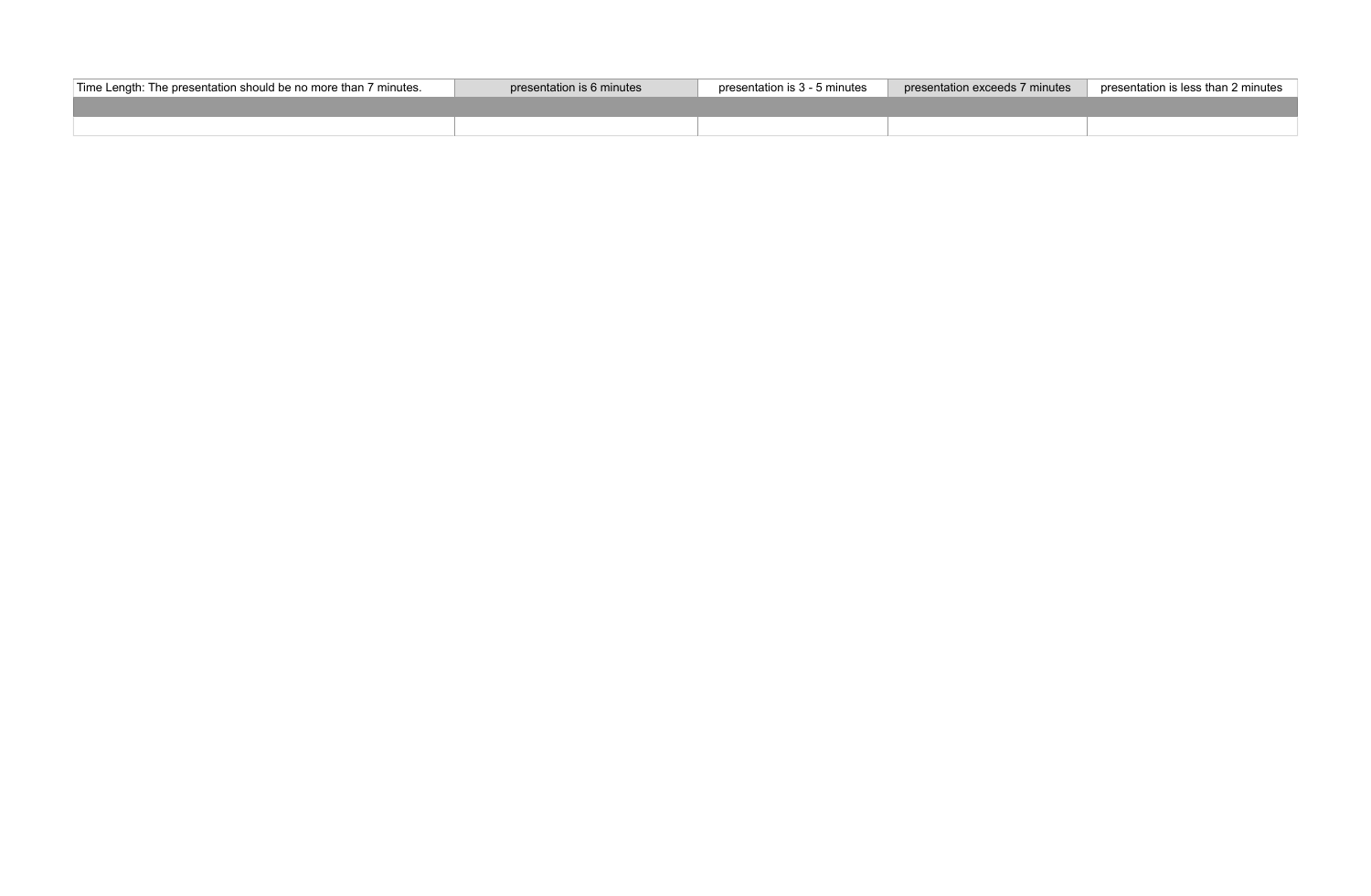| | | | | |
|---|---|---|---|---|
| Time Length: The presentation should be no more than 7 minutes. | presentation is 6 minutes | presentation is 3 - 5 minutes | presentation exceeds 7 minutes | presentation is less than 2 minutes |
| | | | | |
| | | | | |